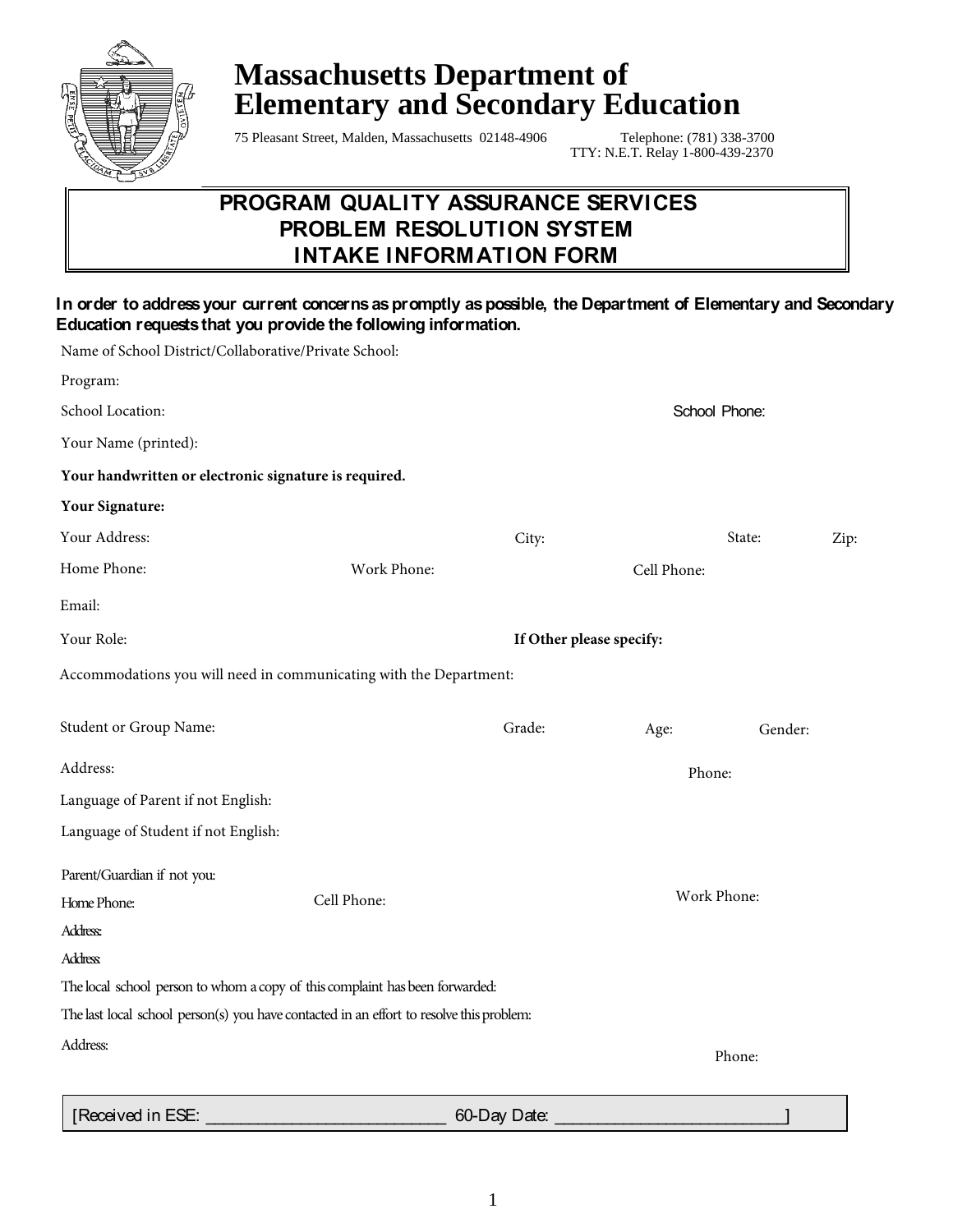# Massachusetts Department of Elementary and Secondary Education

75 Pleasant Street, Malden, Massachusetts 02148-4906 Telephone: (781) 338-3700
TTY: N.E.T. Relay 1-800-439-2370

## PROGRAM QUALITY ASSURANCE SERVICES
## PROBLEM RESOLUTION SYSTEM
## INTAKE INFORMATION FORM

**In order to address your current concerns as promptly as possible, the Department of Elementary and Secondary Education requests that you provide the following information.**

Name of School District/Collaborative/Private School:

Program:

School Location: School Phone:

Your Name (printed):

**Your handwritten or electronic signature is required.**

**Your Signature:**

Your Address: City: State: Zip:

Home Phone: Work Phone: Cell Phone:

Email:

Your Role: **If Other please specify:**

Accommodations you will need in communicating with the Department:

Student or Group Name: Grade: Age: Gender:

Address: Phone:

Language of Parent if not English:

Language of Student if not English:

Parent/Guardian if not you:

Home Phone: Cell Phone: Work Phone:

Address:

Address:

The local school person to whom a copy of this complaint has been forwarded:

The last local school person(s) you have contacted in an effort to resolve this problem:

Address: Phone:

[Received in ESE: ____________________________ 60-Day Date: __________________________]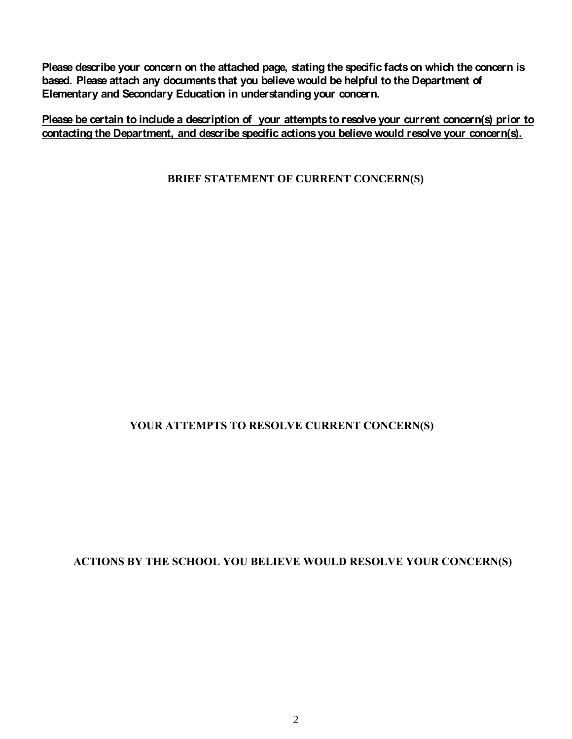**Please describe your concern on the attached page, stating the specific facts on which the concern is based. Please attach any documents that you believe would be helpful to the Department of Elementary and Secondary Education in understanding your concern.**

<u>**Please be certain to include a description of your attempts to resolve your current concern(s) prior to contacting the Department, and describe specific actions you believe would resolve your concern(s).**</u>

## BRIEF STATEMENT OF CURRENT CONCERN(S)

## YOUR ATTEMPTS TO RESOLVE CURRENT CONCERN(S)

## ACTIONS BY THE SCHOOL YOU BELIEVE WOULD RESOLVE YOUR CONCERN(S)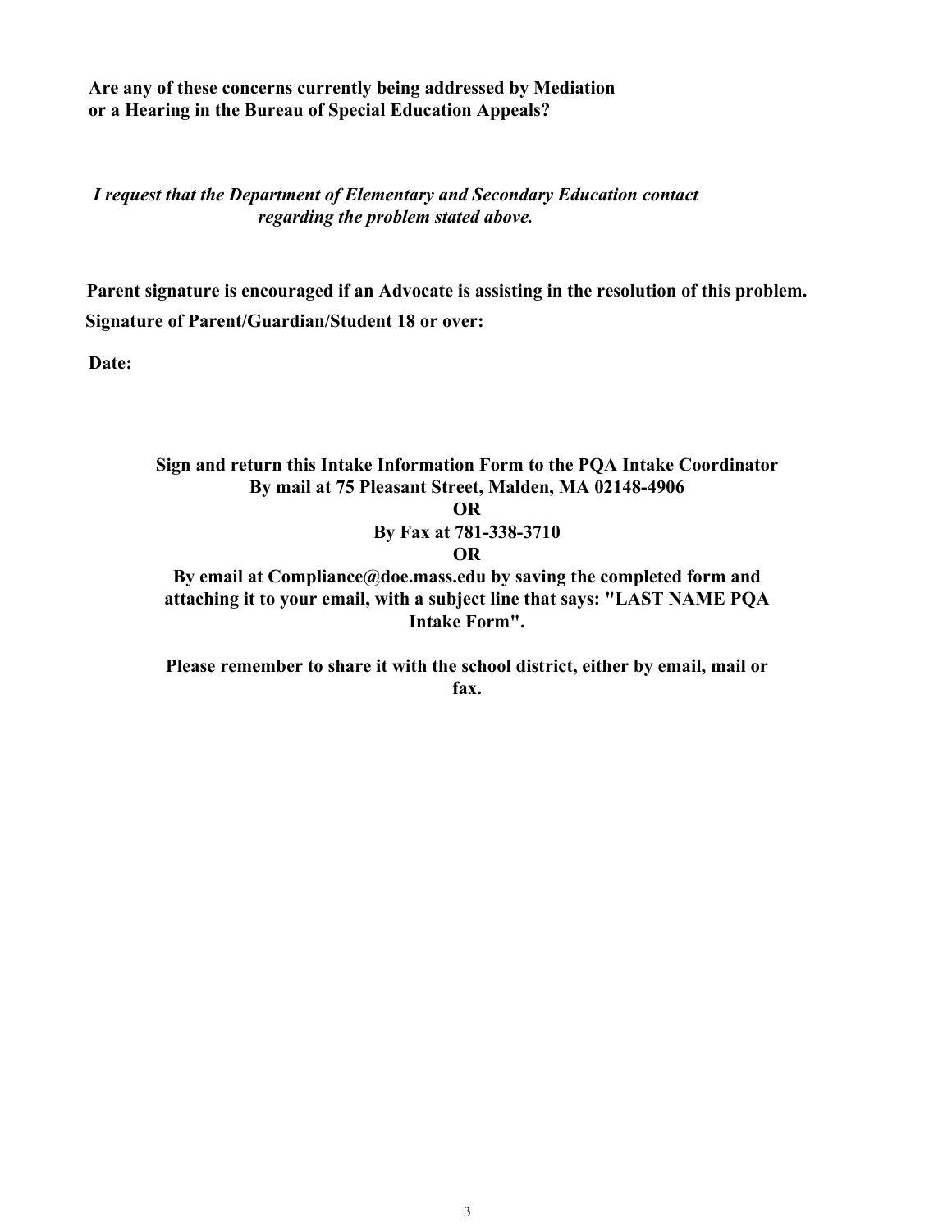**Are any of these concerns currently being addressed by Mediation or a Hearing in the Bureau of Special Education Appeals?**

***I request that the Department of Elementary and Secondary Education contact regarding the problem stated above.***

**Parent signature is encouraged if an Advocate is assisting in the resolution of this problem.**

**Signature of Parent/Guardian/Student 18 or over:**

**Date:**

**Sign and return this Intake Information Form to the PQA Intake Coordinator**
**By mail at 75 Pleasant Street, Malden, MA 02148-4906**

**OR**

**By Fax at 781-338-3710**

**OR**

**By email at Compliance@doe.mass.edu by saving the completed form and attaching it to your email, with a subject line that says: "LAST NAME PQA Intake Form".**

**Please remember to share it with the school district, either by email, mail or fax.**